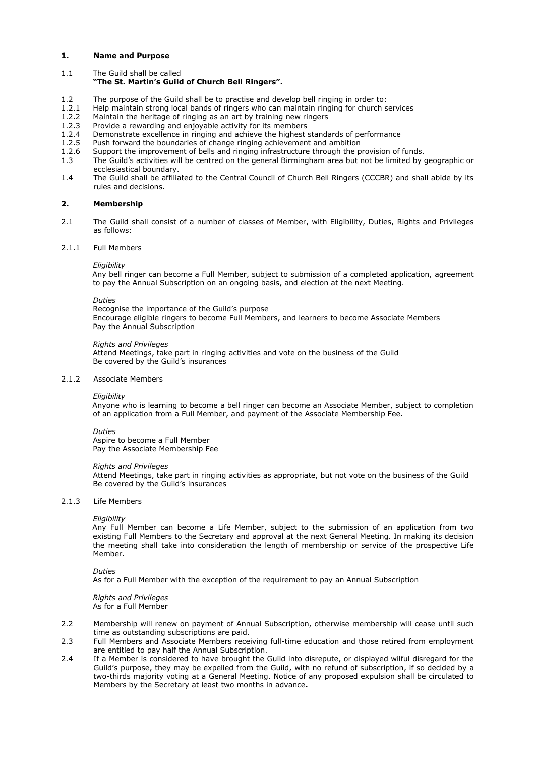## 1. Name and Purpose

1.1 The Guild shall be called
**"The St. Martin's Guild of Church Bell Ringers".**

1.2 The purpose of the Guild shall be to practise and develop bell ringing in order to:

1.2.1 Help maintain strong local bands of ringers who can maintain ringing for church services

1.2.2 Maintain the heritage of ringing as an art by training new ringers

1.2.3 Provide a rewarding and enjoyable activity for its members

1.2.4 Demonstrate excellence in ringing and achieve the highest standards of performance

1.2.5 Push forward the boundaries of change ringing achievement and ambition

1.2.6 Support the improvement of bells and ringing infrastructure through the provision of funds.

1.3 The Guild's activities will be centred on the general Birmingham area but not be limited by geographic or ecclesiastical boundary.

1.4 The Guild shall be affiliated to the Central Council of Church Bell Ringers (CCCBR) and shall abide by its rules and decisions.

## 2. Membership

2.1 The Guild shall consist of a number of classes of Member, with Eligibility, Duties, Rights and Privileges as follows:

2.1.1 Full Members

*Eligibility*
Any bell ringer can become a Full Member, subject to submission of a completed application, agreement to pay the Annual Subscription on an ongoing basis, and election at the next Meeting.

*Duties*
Recognise the importance of the Guild's purpose
Encourage eligible ringers to become Full Members, and learners to become Associate Members
Pay the Annual Subscription

*Rights and Privileges*
Attend Meetings, take part in ringing activities and vote on the business of the Guild
Be covered by the Guild's insurances

2.1.2 Associate Members

*Eligibility*
Anyone who is learning to become a bell ringer can become an Associate Member, subject to completion of an application from a Full Member, and payment of the Associate Membership Fee.

*Duties*
Aspire to become a Full Member
Pay the Associate Membership Fee

*Rights and Privileges*
Attend Meetings, take part in ringing activities as appropriate, but not vote on the business of the Guild
Be covered by the Guild's insurances

2.1.3 Life Members

*Eligibility*
Any Full Member can become a Life Member, subject to the submission of an application from two existing Full Members to the Secretary and approval at the next General Meeting. In making its decision the meeting shall take into consideration the length of membership or service of the prospective Life Member.

*Duties*
As for a Full Member with the exception of the requirement to pay an Annual Subscription

*Rights and Privileges*
As for a Full Member

2.2 Membership will renew on payment of Annual Subscription, otherwise membership will cease until such time as outstanding subscriptions are paid.

2.3 Full Members and Associate Members receiving full-time education and those retired from employment are entitled to pay half the Annual Subscription.

2.4 If a Member is considered to have brought the Guild into disrepute, or displayed wilful disregard for the Guild's purpose, they may be expelled from the Guild, with no refund of subscription, if so decided by a two-thirds majority voting at a General Meeting. Notice of any proposed expulsion shall be circulated to Members by the Secretary at least two months in advance**.**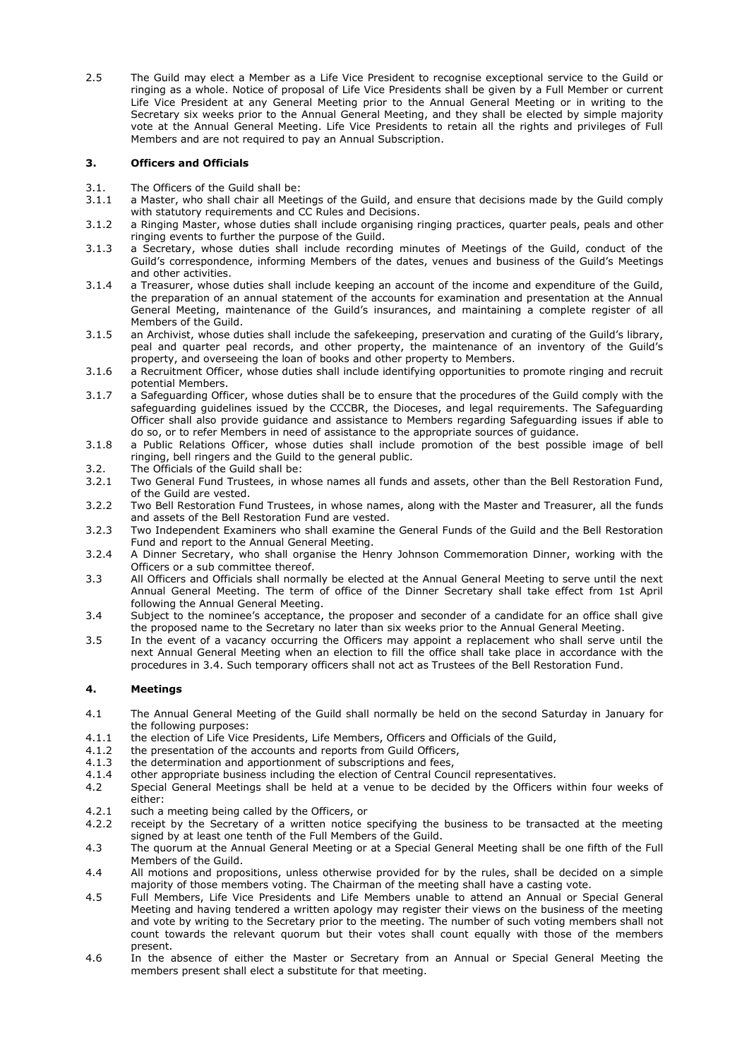2.5 The Guild may elect a Member as a Life Vice President to recognise exceptional service to the Guild or ringing as a whole. Notice of proposal of Life Vice Presidents shall be given by a Full Member or current Life Vice President at any General Meeting prior to the Annual General Meeting or in writing to the Secretary six weeks prior to the Annual General Meeting, and they shall be elected by simple majority vote at the Annual General Meeting. Life Vice Presidents to retain all the rights and privileges of Full Members and are not required to pay an Annual Subscription.

### 3. Officers and Officials

3.1. The Officers of the Guild shall be:

3.1.1 a Master, who shall chair all Meetings of the Guild, and ensure that decisions made by the Guild comply with statutory requirements and CC Rules and Decisions.

3.1.2 a Ringing Master, whose duties shall include organising ringing practices, quarter peals, peals and other ringing events to further the purpose of the Guild.

3.1.3 a Secretary, whose duties shall include recording minutes of Meetings of the Guild, conduct of the Guild's correspondence, informing Members of the dates, venues and business of the Guild's Meetings and other activities.

3.1.4 a Treasurer, whose duties shall include keeping an account of the income and expenditure at the Guild, the preparation of an annual statement of the accounts for examination and presentation at the Annual General Meeting, maintenance of the Guild's insurances, and maintaining a complete register of all Members of the Guild.

3.1.5 an Archivist, whose duties shall include the safekeeping, preservation and curating of the Guild's library, peal and quarter peal records, and other property, the maintenance of an inventory of the Guild's property, and overseeing the loan of books and other property to Members.

3.1.6 a Recruitment Officer, whose duties shall include identifying opportunities to promote ringing and recruit potential Members.

3.1.7 a Safeguarding Officer, whose duties shall be to ensure that the procedures of the Guild comply with the safeguarding guidelines issued by the CCCBR, the Dioceses, and legal requirements. The Safeguarding Officer shall also provide guidance and assistance to Members regarding Safeguarding issues if able to do so, or to refer Members in need of assistance to the appropriate sources of guidance.

3.1.8 a Public Relations Officer, whose duties shall include promotion of the best possible image of bell ringing, bell ringers and the Guild to the general public.

3.2. The Officials of the Guild shall be:

3.2.1 Two General Fund Trustees, in whose names all funds and assets, other than the Bell Restoration Fund, of the Guild are vested.

3.2.2 Two Bell Restoration Fund Trustees, in whose names, along with the Master and Treasurer, all the funds and assets of the Bell Restoration Fund are vested.

3.2.3 Two Independent Examiners who shall examine the General Funds of the Guild and the Bell Restoration Fund and report to the Annual General Meeting.

3.2.4 A Dinner Secretary, who shall organise the Henry Johnson Commemoration Dinner, working with the Officers or a sub committee thereof.

3.3 All Officers and Officials shall normally be elected at the Annual General Meeting to serve until the next Annual General Meeting. The term of office of the Dinner Secretary shall take effect from 1st April following the Annual General Meeting.

3.4 Subject to the nominee's acceptance, the proposer and seconder of a candidate for an office shall give the proposed name to the Secretary no later than six weeks prior to the Annual General Meeting.

3.5 In the event of a vacancy occurring the Officers may appoint a replacement who shall serve until the next Annual General Meeting when an election to fill the office shall take place in accordance with the procedures in 3.4. Such temporary officers shall not act as Trustees of the Bell Restoration Fund.

### 4. Meetings

4.1 The Annual General Meeting of the Guild shall normally be held on the second Saturday in January for the following purposes:

4.1.1 the election of Life Vice Presidents, Life Members, Officers and Officials of the Guild,

4.1.2 the presentation of the accounts and reports from Guild Officers,

4.1.3 the determination and apportionment of subscriptions and fees,

4.1.4 other appropriate business including the election of Central Council representatives.

4.2 Special General Meetings shall be held at a venue to be decided by the Officers within four weeks of either:

4.2.1 such a meeting being called by the Officers, or

4.2.2 receipt by the Secretary of a written notice specifying the business to be transacted at the meeting signed by at least one tenth of the Full Members of the Guild.

4.3 The quorum at the Annual General Meeting or at a Special General Meeting shall be one fifth of the Full Members of the Guild.

4.4 All motions and propositions, unless otherwise provided for by the rules, shall be decided on a simple majority of those members voting. The Chairman of the meeting shall have a casting vote.

4.5 Full Members, Life Vice Presidents and Life Members unable to attend an Annual or Special General Meeting and having tendered a written apology may register their views on the business of the meeting and vote by writing to the Secretary prior to the meeting. The number of such voting members shall not count towards the relevant quorum but their votes shall count equally with those of the members present.

4.6 In the absence of either the Master or Secretary from an Annual or Special General Meeting the members present shall elect a substitute for that meeting.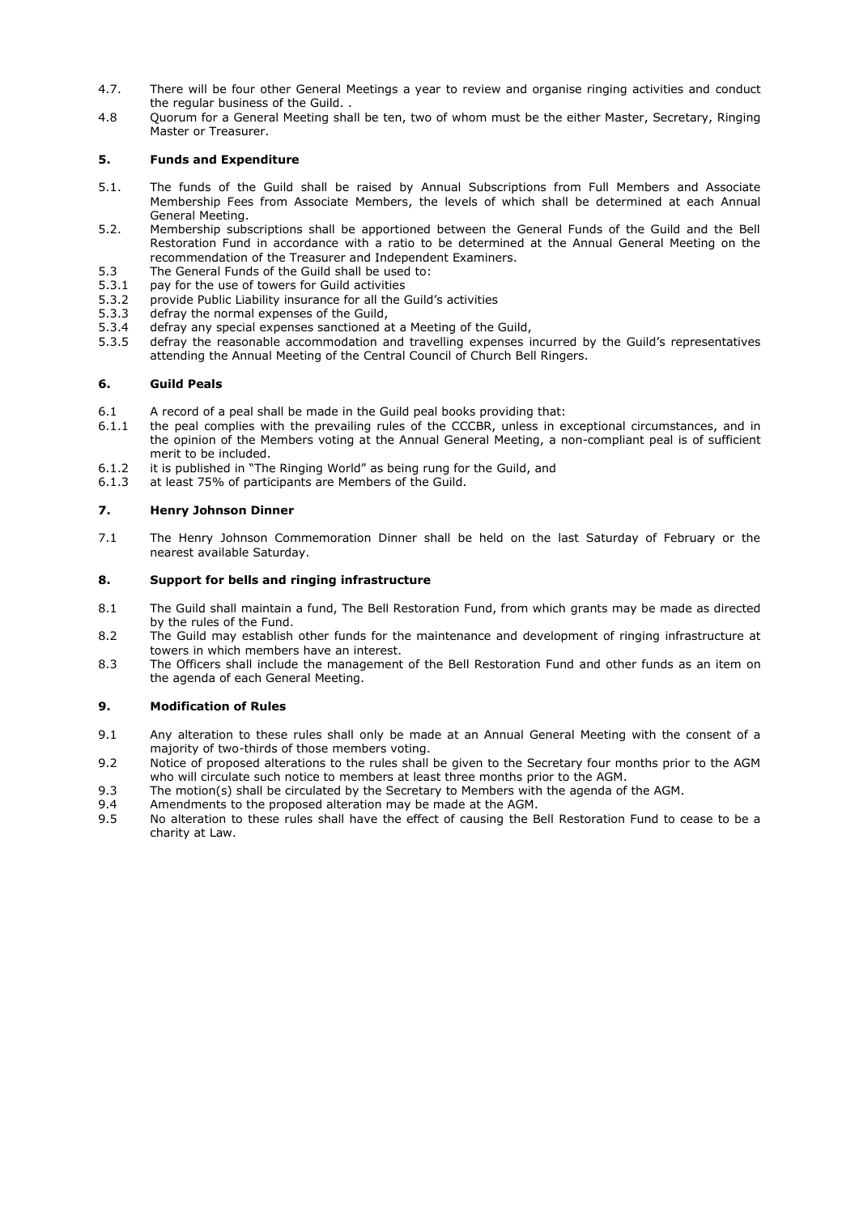4.7. There will be four other General Meetings a year to review and organise ringing activities and conduct the regular business of the Guild. .

4.8 Quorum for a General Meeting shall be ten, two of whom must be the either Master, Secretary, Ringing Master or Treasurer.

## 5. Funds and Expenditure

5.1. The funds of the Guild shall be raised by Annual Subscriptions from Full Members and Associate Membership Fees from Associate Members, the levels of which shall be determined at each Annual General Meeting.

5.2. Membership subscriptions shall be apportioned between the General Funds of the Guild and the Bell Restoration Fund in accordance with a ratio to be determined at the Annual General Meeting on the recommendation of the Treasurer and Independent Examiners.

5.3 The General Funds of the Guild shall be used to:

5.3.1 pay for the use of towers for Guild activities

5.3.2 provide Public Liability insurance for all the Guild's activities

5.3.3 defray the normal expenses of the Guild,

5.3.4 defray any special expenses sanctioned at a Meeting of the Guild,

5.3.5 defray the reasonable accommodation and travelling expenses incurred by the Guild's representatives attending the Annual Meeting of the Central Council of Church Bell Ringers.

## 6. Guild Peals

6.1 A record of a peal shall be made in the Guild peal books providing that:

6.1.1 the peal complies with the prevailing rules of the CCCBR, unless in exceptional circumstances, and in the opinion of the Members voting at the Annual General Meeting, a non-compliant peal is of sufficient merit to be included.

6.1.2 it is published in "The Ringing World" as being rung for the Guild, and

6.1.3 at least 75% of participants are Members of the Guild.

## 7. Henry Johnson Dinner

7.1 The Henry Johnson Commemoration Dinner shall be held on the last Saturday of February or the nearest available Saturday.

## 8. Support for bells and ringing infrastructure

8.1 The Guild shall maintain a fund, The Bell Restoration Fund, from which grants may be made as directed by the rules of the Fund.

8.2 The Guild may establish other funds for the maintenance and development of ringing infrastructure at towers in which members have an interest.

8.3 The Officers shall include the management of the Bell Restoration Fund and other funds as an item on the agenda of each General Meeting.

## 9. Modification of Rules

9.1 Any alteration to these rules shall only be made at an Annual General Meeting with the consent of a majority of two-thirds of those members voting.

9.2 Notice of proposed alterations to the rules shall be given to the Secretary four months prior to the AGM who will circulate such notice to members at least three months prior to the AGM.

9.3 The motion(s) shall be circulated by the Secretary to Members with the agenda of the AGM.

9.4 Amendments to the proposed alteration may be made at the AGM.

9.5 No alteration to these rules shall have the effect of causing the Bell Restoration Fund to cease to be a charity at Law.